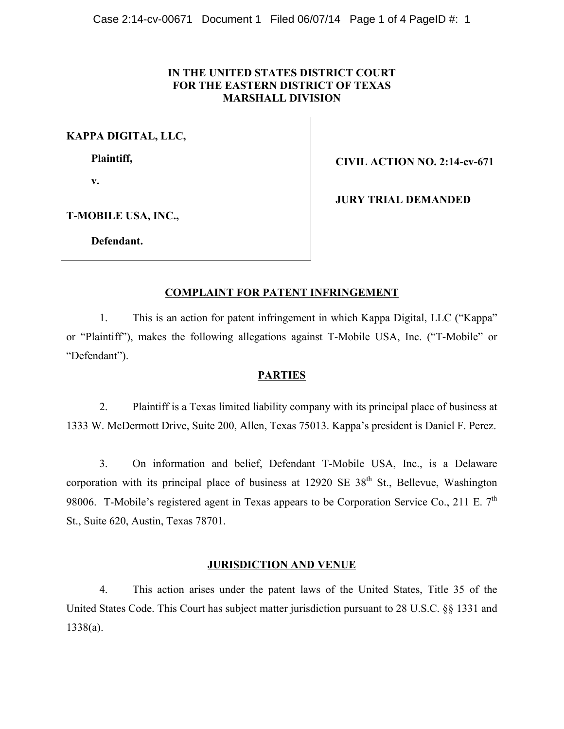**IN THE UNITED STATES DISTRICT COURT**
**FOR THE EASTERN DISTRICT OF TEXAS**
**MARSHALL DIVISION**

| | |
|---|---|
| **KAPPA DIGITAL, LLC,** | |
| **Plaintiff,** | **CIVIL ACTION NO. 2:14-cv-671** |
| **v.** | |
| | **JURY TRIAL DEMANDED** |
| **T-MOBILE USA, INC.,** | |
| **Defendant.** | |

## COMPLAINT FOR PATENT INFRINGEMENT

1. This is an action for patent infringement in which Kappa Digital, LLC ("Kappa" or "Plaintiff"), makes the following allegations against T-Mobile USA, Inc. ("T-Mobile" or "Defendant").

## PARTIES

2. Plaintiff is a Texas limited liability company with its principal place of business at 1333 W. McDermott Drive, Suite 200, Allen, Texas 75013. Kappa's president is Daniel F. Perez.

3. On information and belief, Defendant T-Mobile USA, Inc., is a Delaware corporation with its principal place of business at 12920 SE 38th St., Bellevue, Washington 98006. T-Mobile's registered agent in Texas appears to be Corporation Service Co., 211 E. 7th St., Suite 620, Austin, Texas 78701.

## JURISDICTION AND VENUE

4. This action arises under the patent laws of the United States, Title 35 of the United States Code. This Court has subject matter jurisdiction pursuant to 28 U.S.C. §§ 1331 and 1338(a).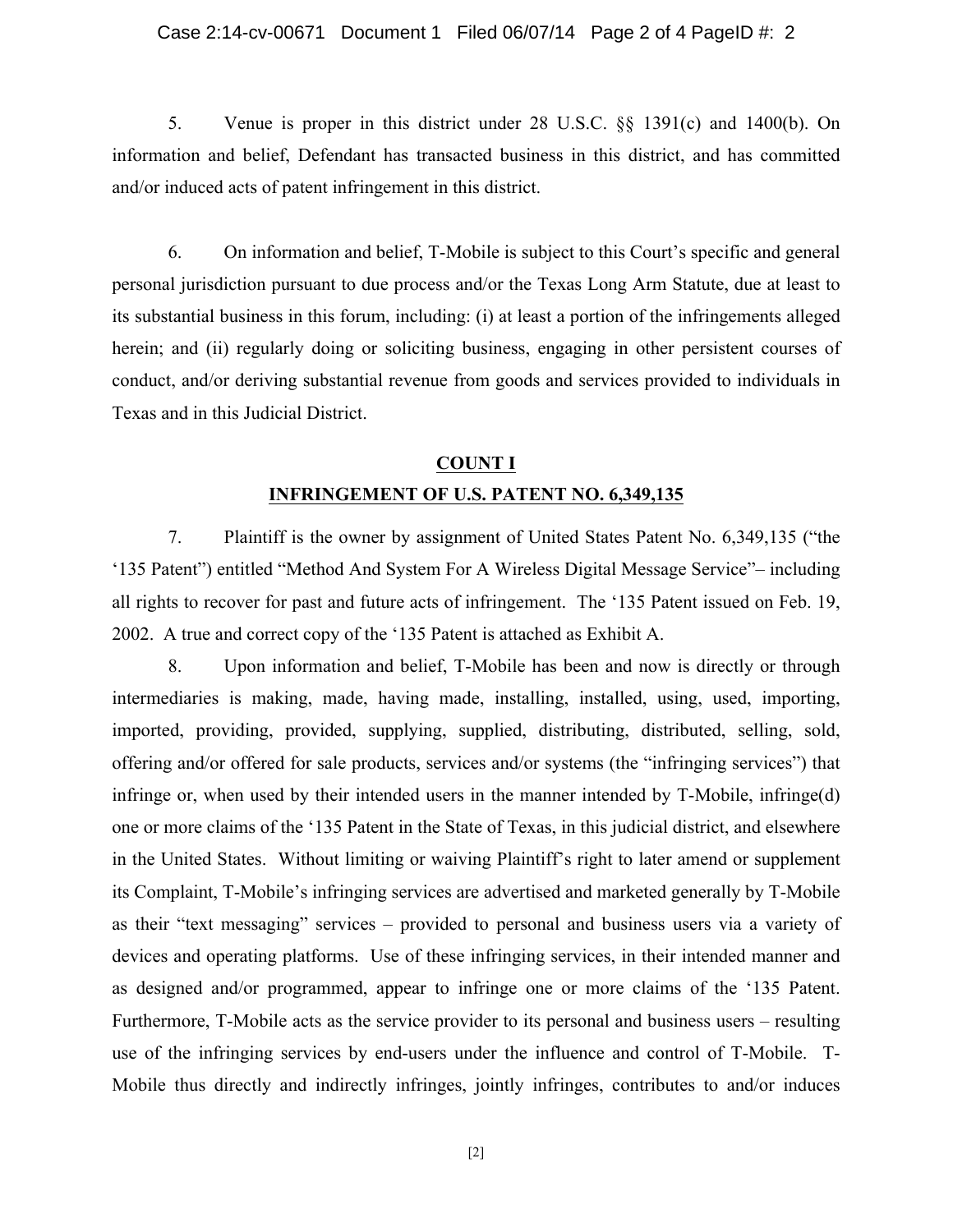5. Venue is proper in this district under 28 U.S.C. §§ 1391(c) and 1400(b). On information and belief, Defendant has transacted business in this district, and has committed and/or induced acts of patent infringement in this district.

6. On information and belief, T-Mobile is subject to this Court's specific and general personal jurisdiction pursuant to due process and/or the Texas Long Arm Statute, due at least to its substantial business in this forum, including: (i) at least a portion of the infringements alleged herein; and (ii) regularly doing or soliciting business, engaging in other persistent courses of conduct, and/or deriving substantial revenue from goods and services provided to individuals in Texas and in this Judicial District.

## COUNT I

## INFRINGEMENT OF U.S. PATENT NO. 6,349,135

7. Plaintiff is the owner by assignment of United States Patent No. 6,349,135 ("the '135 Patent") entitled "Method And System For A Wireless Digital Message Service"– including all rights to recover for past and future acts of infringement. The '135 Patent issued on Feb. 19, 2002. A true and correct copy of the '135 Patent is attached as Exhibit A.

8. Upon information and belief, T-Mobile has been and now is directly or through intermediaries is making, made, having made, installing, installed, using, used, importing, imported, providing, provided, supplying, supplied, distributing, distributed, selling, sold, offering and/or offered for sale products, services and/or systems (the "infringing services") that infringe or, when used by their intended users in the manner intended by T-Mobile, infringe(d) one or more claims of the '135 Patent in the State of Texas, in this judicial district, and elsewhere in the United States. Without limiting or waiving Plaintiff's right to later amend or supplement its Complaint, T-Mobile's infringing services are advertised and marketed generally by T-Mobile as their "text messaging" services – provided to personal and business users via a variety of devices and operating platforms. Use of these infringing services, in their intended manner and as designed and/or programmed, appear to infringe one or more claims of the '135 Patent. Furthermore, T-Mobile acts as the service provider to its personal and business users – resulting use of the infringing services by end-users under the influence and control of T-Mobile. T-Mobile thus directly and indirectly infringes, jointly infringes, contributes to and/or induces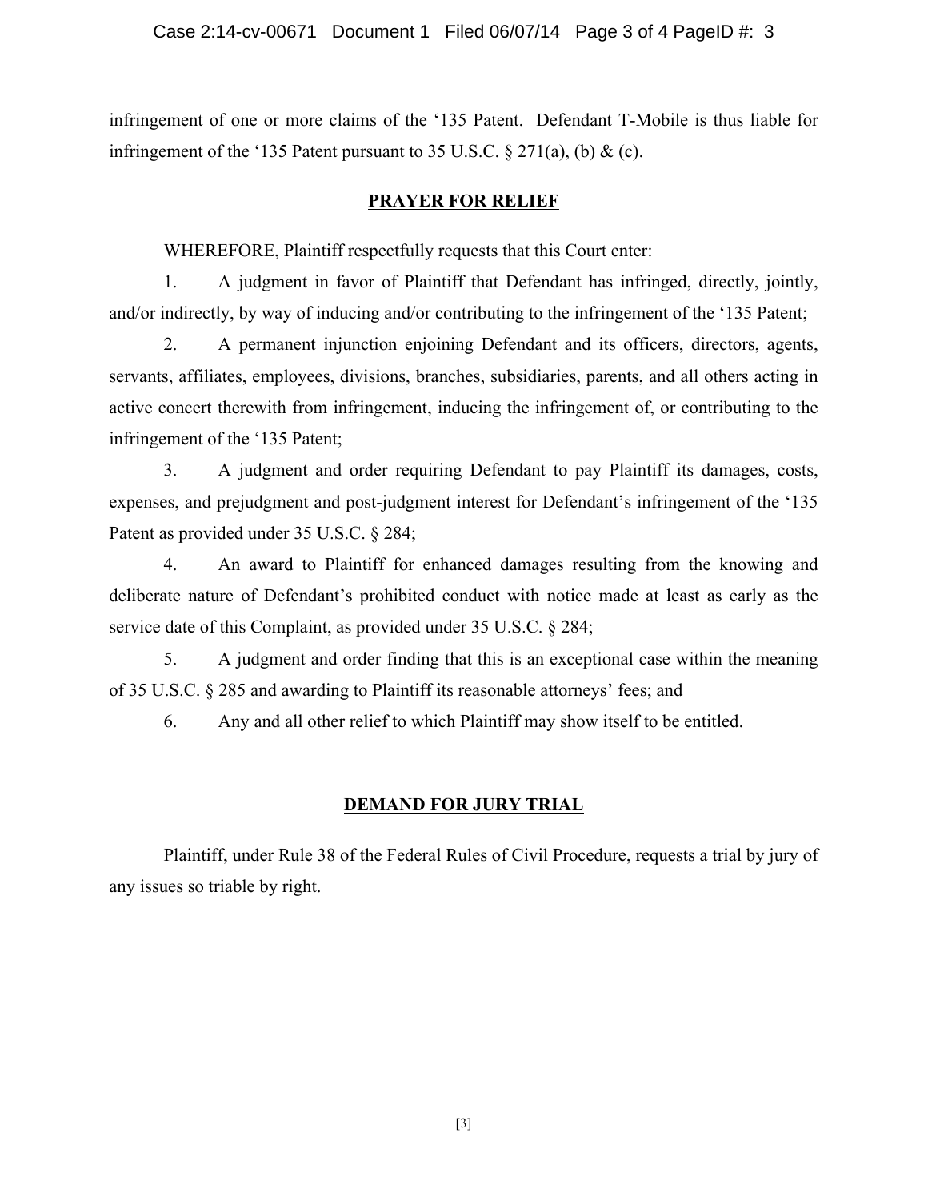infringement of one or more claims of the '135 Patent. Defendant T-Mobile is thus liable for infringement of the '135 Patent pursuant to 35 U.S.C. § 271(a), (b) & (c).

## PRAYER FOR RELIEF

WHEREFORE, Plaintiff respectfully requests that this Court enter:

1. A judgment in favor of Plaintiff that Defendant has infringed, directly, jointly, and/or indirectly, by way of inducing and/or contributing to the infringement of the '135 Patent;

2. A permanent injunction enjoining Defendant and its officers, directors, agents, servants, affiliates, employees, divisions, branches, subsidiaries, parents, and all others acting in active concert therewith from infringement, inducing the infringement of, or contributing to the infringement of the '135 Patent;

3. A judgment and order requiring Defendant to pay Plaintiff its damages, costs, expenses, and prejudgment and post-judgment interest for Defendant's infringement of the '135 Patent as provided under 35 U.S.C. § 284;

4. An award to Plaintiff for enhanced damages resulting from the knowing and deliberate nature of Defendant's prohibited conduct with notice made at least as early as the service date of this Complaint, as provided under 35 U.S.C. § 284;

5. A judgment and order finding that this is an exceptional case within the meaning of 35 U.S.C. § 285 and awarding to Plaintiff its reasonable attorneys' fees; and

6. Any and all other relief to which Plaintiff may show itself to be entitled.

## DEMAND FOR JURY TRIAL

Plaintiff, under Rule 38 of the Federal Rules of Civil Procedure, requests a trial by jury of any issues so triable by right.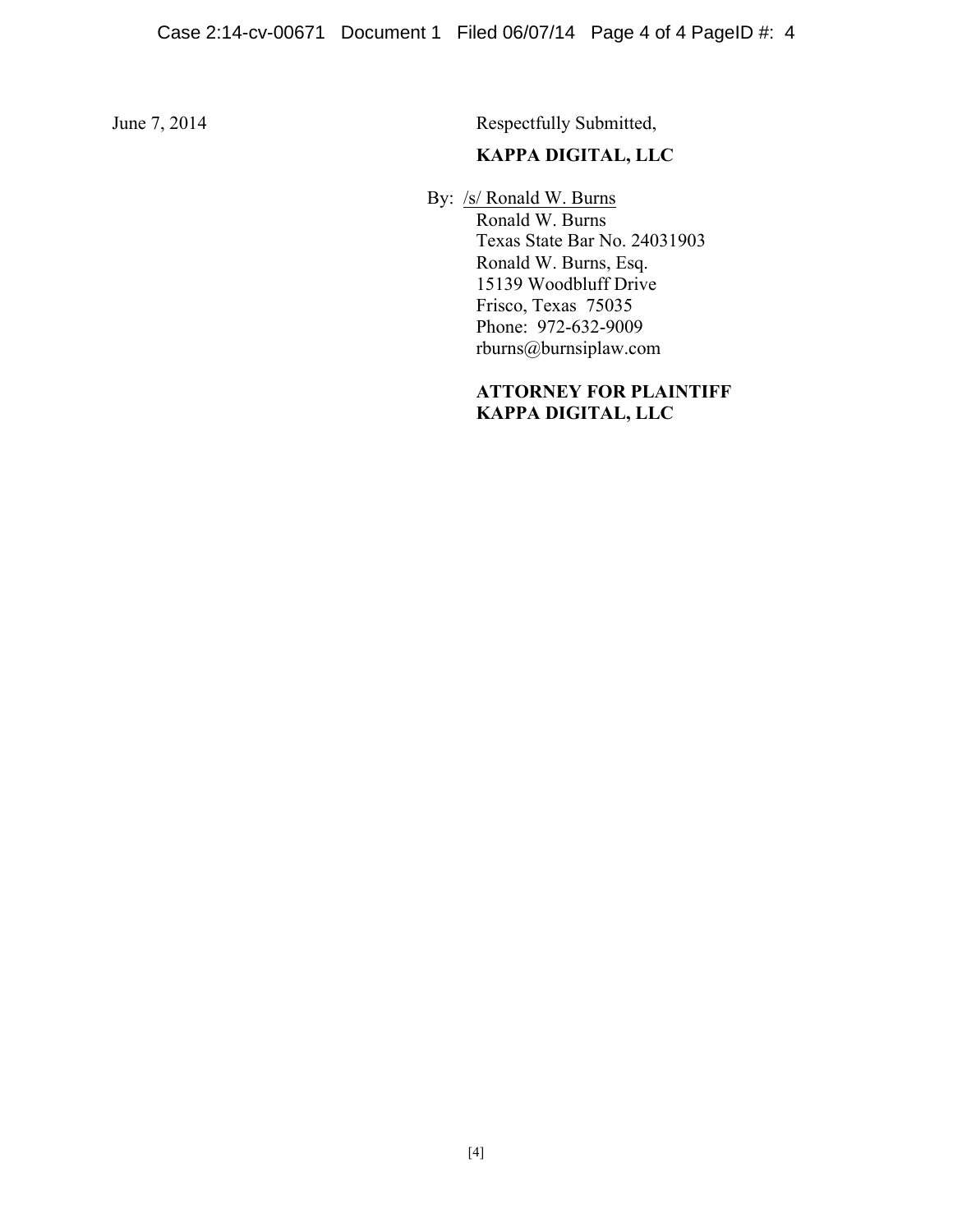June 7, 2014

Respectfully Submitted,

**KAPPA DIGITAL, LLC**

By: /s/ Ronald W. Burns
Ronald W. Burns
Texas State Bar No. 24031903
Ronald W. Burns, Esq.
15139 Woodbluff Drive
Frisco, Texas 75035
Phone: 972-632-9009
rburns@burnsiplaw.com

**ATTORNEY FOR PLAINTIFF**
**KAPPA DIGITAL, LLC**